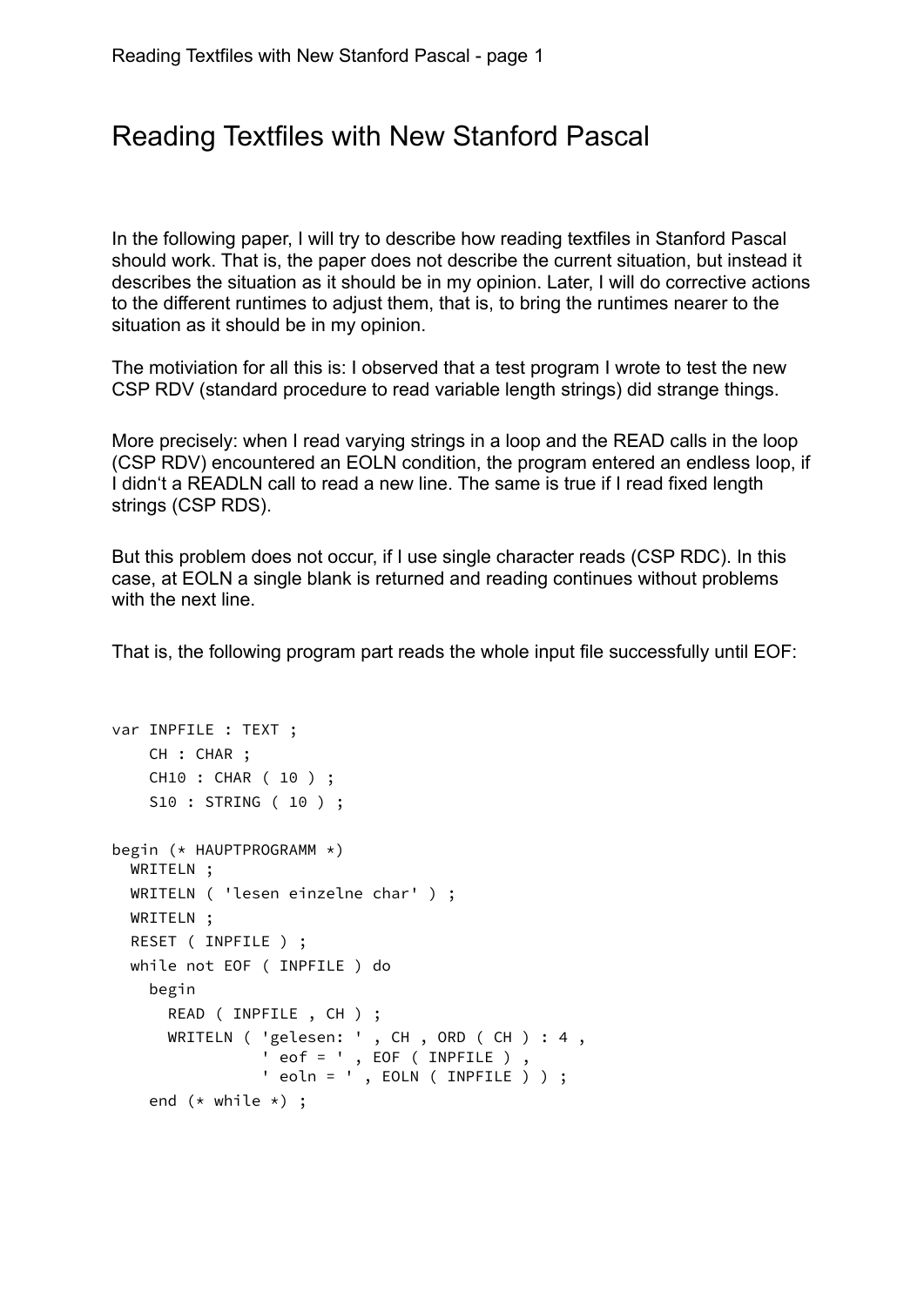# Reading Textfiles with New Stanford Pascal

In the following paper, I will try to describe how reading textfiles in Stanford Pascal should work. That is, the paper does not describe the current situation, but instead it describes the situation as it should be in my opinion. Later, I will do corrective actions to the different runtimes to adjust them, that is, to bring the runtimes nearer to the situation as it should be in my opinion.

The motiviation for all this is: I observed that a test program I wrote to test the new CSP RDV (standard procedure to read variable length strings) did strange things.

More precisely: when I read varying strings in a loop and the READ calls in the loop (CSP RDV) encountered an EOLN condition, the program entered an endless loop, if I didn't a READLN call to read a new line. The same is true if I read fixed length strings (CSP RDS).

But this problem does not occur, if I use single character reads (CSP RDC). In this case, at EOLN a single blank is returned and reading continues without problems with the next line.

That is, the following program part reads the whole input file successfully until EOF:

```
var INPFILE : TEXT ;
    CH : CHAR ;
    CH10 : CHAR ( 10 ) ;
    S10 : STRING ( 10 ) ;

begin (* HAUPTPROGRAMM *)
  WRITELN ;
  WRITELN ( 'lesen einzelne char' ) ;
  WRITELN ;
  RESET ( INPFILE ) ;
  while not EOF ( INPFILE ) do
    begin
      READ ( INPFILE , CH ) ;
      WRITELN ( 'gelesen: ' , CH , ORD ( CH ) : 4 ,
                ' eof = ' , EOF ( INPFILE ) ,
                ' eoln = ' , EOLN ( INPFILE ) ) ;
    end (* while *) ;
```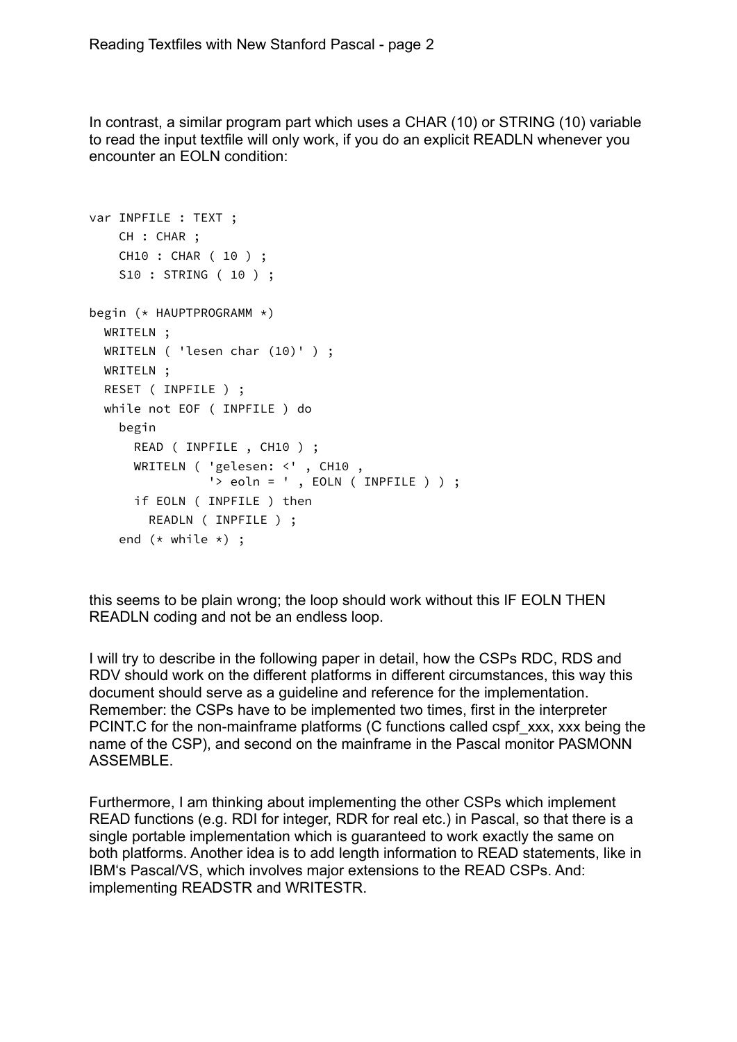In contrast, a similar program part which uses a CHAR (10) or STRING (10) variable to read the input textfile will only work, if you do an explicit READLN whenever you encounter an EOLN condition:

```
var INPFILE : TEXT ;
    CH : CHAR ;
    CH10 : CHAR ( 10 ) ;
    S10 : STRING ( 10 ) ;

begin (* HAUPTPROGRAMM *)
  WRITELN ;
  WRITELN ( 'lesen char (10)' ) ;
  WRITELN ;
  RESET ( INPFILE ) ;
  while not EOF ( INPFILE ) do
    begin
      READ ( INPFILE , CH10 ) ;
      WRITELN ( 'gelesen: <' , CH10 ,
                '> eoln = ' , EOLN ( INPFILE ) ) ;
      if EOLN ( INPFILE ) then
        READLN ( INPFILE ) ;
    end (* while *) ;
```

this seems to be plain wrong; the loop should work without this IF EOLN THEN READLN coding and not be an endless loop.

I will try to describe in the following paper in detail, how the CSPs RDC, RDS and RDV should work on the different platforms in different circumstances, this way this document should serve as a guideline and reference for the implementation. Remember: the CSPs have to be implemented two times, first in the interpreter PCINT.C for the non-mainframe platforms (C functions called cspf_xxx, xxx being the name of the CSP), and second on the mainframe in the Pascal monitor PASMONN ASSEMBLE.

Furthermore, I am thinking about implementing the other CSPs which implement READ functions (e.g. RDI for integer, RDR for real etc.) in Pascal, so that there is a single portable implementation which is guaranteed to work exactly the same on both platforms. Another idea is to add length information to READ statements, like in IBM's Pascal/VS, which involves major extensions to the READ CSPs. And: implementing READSTR and WRITESTR.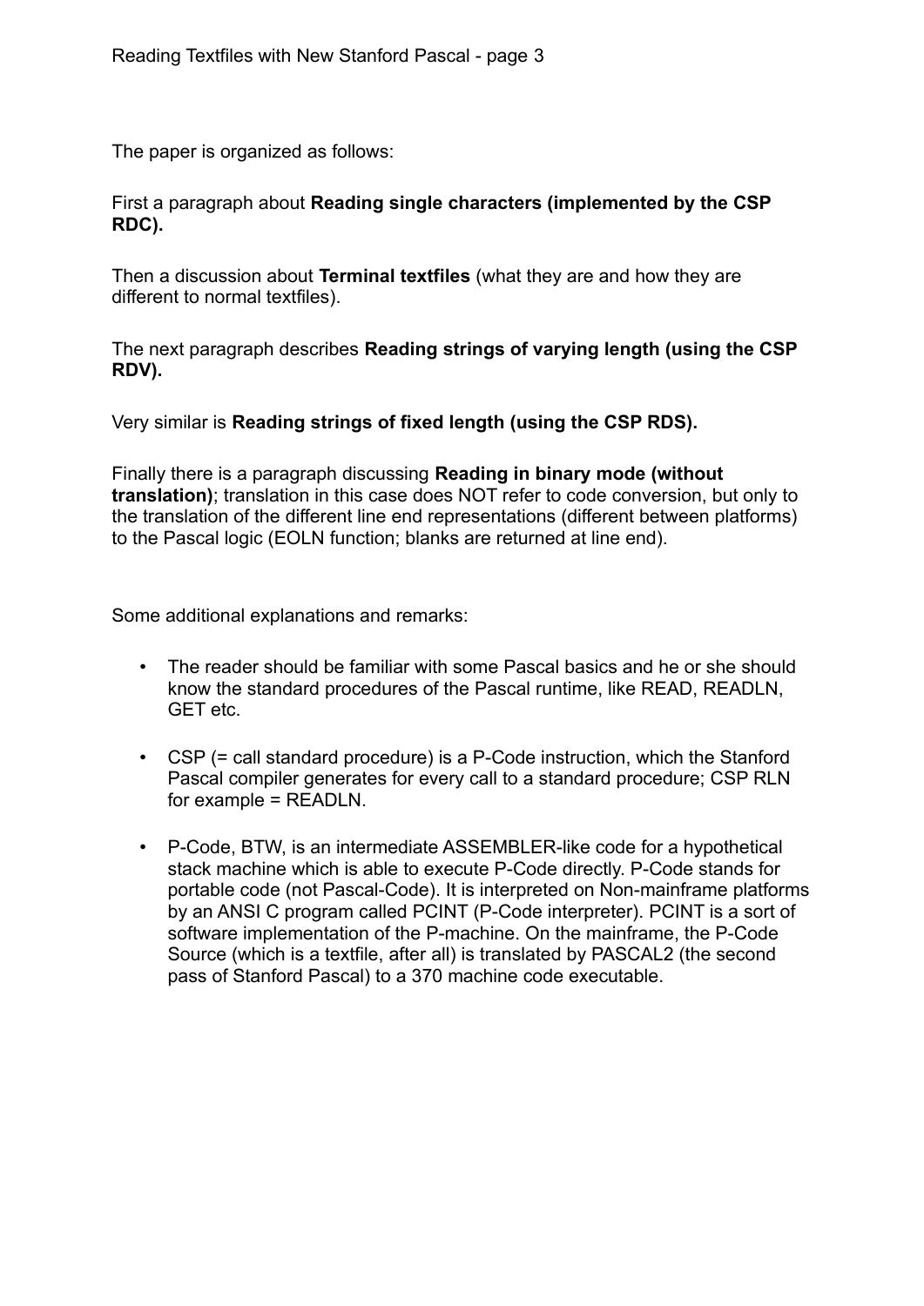The paper is organized as follows:

First a paragraph about **Reading single characters (implemented by the CSP RDC).**

Then a discussion about **Terminal textfiles** (what they are and how they are different to normal textfiles).

The next paragraph describes **Reading strings of varying length (using the CSP RDV).**

Very similar is **Reading strings of fixed length (using the CSP RDS).**

Finally there is a paragraph discussing **Reading in binary mode (without translation)**; translation in this case does NOT refer to code conversion, but only to the translation of the different line end representations (different between platforms) to the Pascal logic (EOLN function; blanks are returned at line end).

Some additional explanations and remarks:

- The reader should be familiar with some Pascal basics and he or she should know the standard procedures of the Pascal runtime, like READ, READLN, GET etc.
- CSP (= call standard procedure) is a P-Code instruction, which the Stanford Pascal compiler generates for every call to a standard procedure; CSP RLN for example = READLN.
- P-Code, BTW, is an intermediate ASSEMBLER-like code for a hypothetical stack machine which is able to execute P-Code directly. P-Code stands for portable code (not Pascal-Code). It is interpreted on Non-mainframe platforms by an ANSI C program called PCINT (P-Code interpreter). PCINT is a sort of software implementation of the P-machine. On the mainframe, the P-Code Source (which is a textfile, after all) is translated by PASCAL2 (the second pass of Stanford Pascal) to a 370 machine code executable.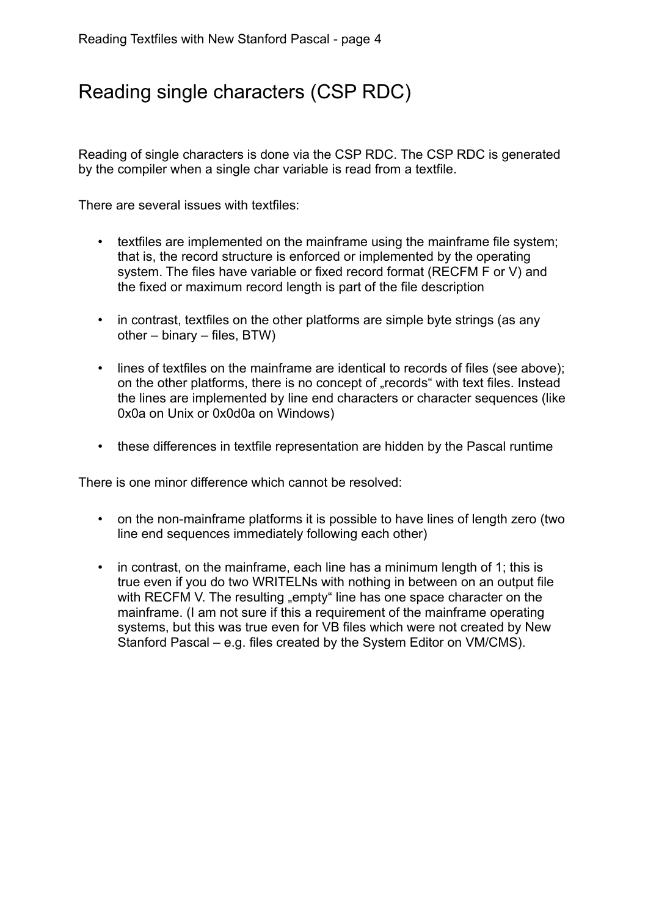# Reading single characters (CSP RDC)

Reading of single characters is done via the CSP RDC. The CSP RDC is generated by the compiler when a single char variable is read from a textfile.

There are several issues with textfiles:

- textfiles are implemented on the mainframe using the mainframe file system; that is, the record structure is enforced or implemented by the operating system. The files have variable or fixed record format (RECFM F or V) and the fixed or maximum record length is part of the file description
- in contrast, textfiles on the other platforms are simple byte strings (as any other – binary – files, BTW)
- lines of textfiles on the mainframe are identical to records of files (see above); on the other platforms, there is no concept of „records" with text files. Instead the lines are implemented by line end characters or character sequences (like 0x0a on Unix or 0x0d0a on Windows)
- these differences in textfile representation are hidden by the Pascal runtime

There is one minor difference which cannot be resolved:

- on the non-mainframe platforms it is possible to have lines of length zero (two line end sequences immediately following each other)
- in contrast, on the mainframe, each line has a minimum length of 1; this is true even if you do two WRITELNs with nothing in between on an output file with RECFM V. The resulting „empty" line has one space character on the mainframe. (I am not sure if this a requirement of the mainframe operating systems, but this was true even for VB files which were not created by New Stanford Pascal – e.g. files created by the System Editor on VM/CMS).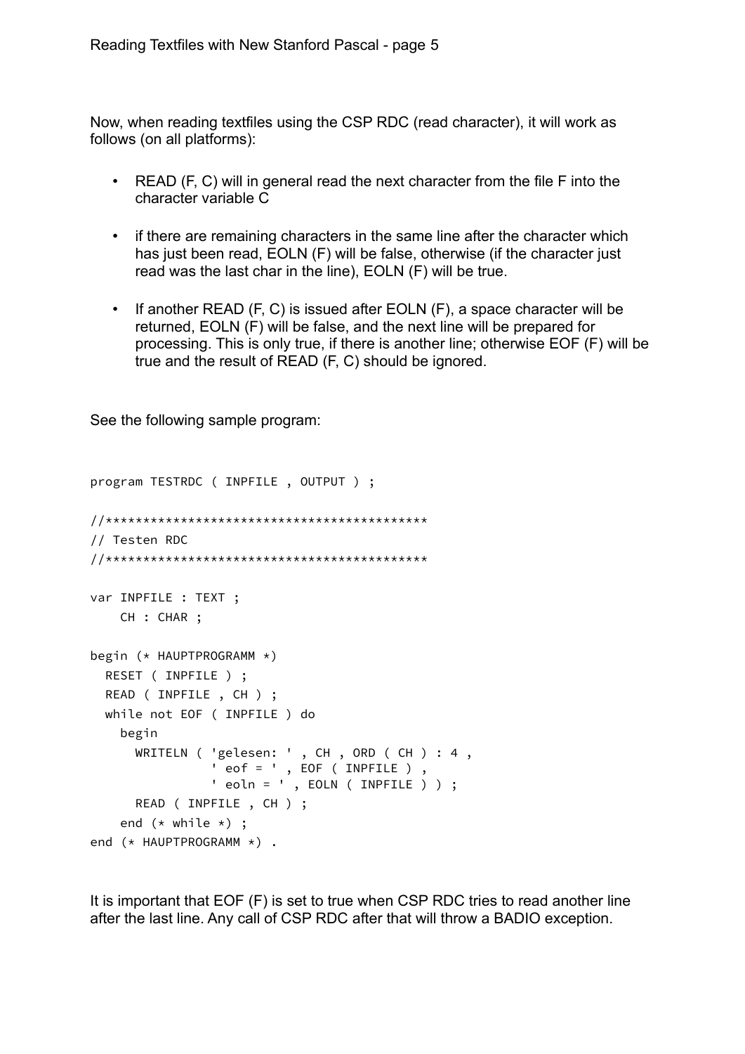Now, when reading textfiles using the CSP RDC (read character), it will work as follows (on all platforms):

- READ (F, C) will in general read the next character from the file F into the character variable C
- if there are remaining characters in the same line after the character which has just been read, EOLN (F) will be false, otherwise (if the character just read was the last char in the line), EOLN (F) will be true.
- If another READ (F, C) is issued after EOLN (F), a space character will be returned, EOLN (F) will be false, and the next line will be prepared for processing. This is only true, if there is another line; otherwise EOF (F) will be true and the result of READ (F, C) should be ignored.

See the following sample program:

```
program TESTRDC ( INPFILE , OUTPUT ) ;

//*****************************************
// Testen RDC
//*****************************************

var INPFILE : TEXT ;
    CH : CHAR ;

begin (* HAUPTPROGRAMM *)
  RESET ( INPFILE ) ;
  READ ( INPFILE , CH ) ;
  while not EOF ( INPFILE ) do
    begin
      WRITELN ( 'gelesen: ' , CH , ORD ( CH ) : 4 ,
                ' eof = ' , EOF ( INPFILE ) ,
                ' eoln = ' , EOLN ( INPFILE ) ) ;
      READ ( INPFILE , CH ) ;
    end (* while *) ;
end (* HAUPTPROGRAMM *) .
```

It is important that EOF (F) is set to true when CSP RDC tries to read another line after the last line. Any call of CSP RDC after that will throw a BADIO exception.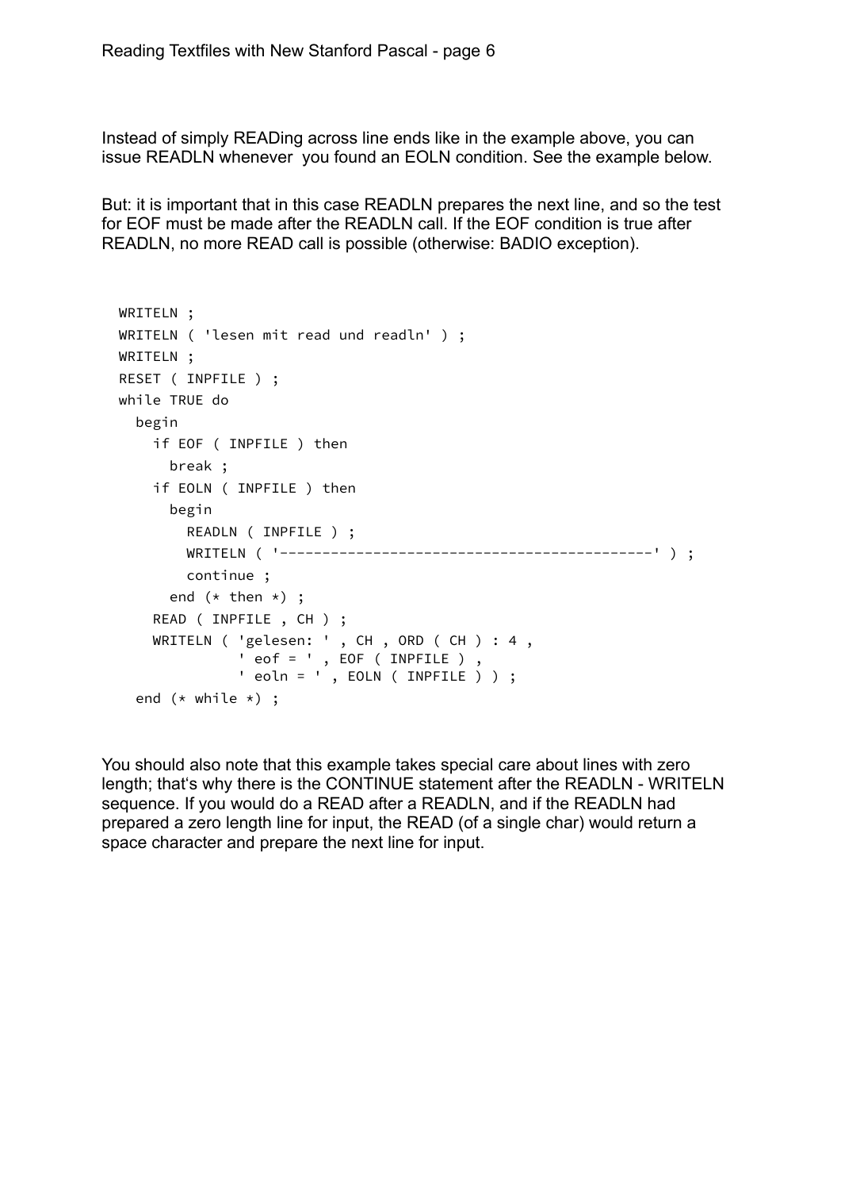Instead of simply READing across line ends like in the example above, you can issue READLN whenever you found an EOLN condition. See the example below.

But: it is important that in this case READLN prepares the next line, and so the test for EOF must be made after the READLN call. If the EOF condition is true after READLN, no more READ call is possible (otherwise: BADIO exception).

```
WRITELN ;
WRITELN ( 'lesen mit read und readln' ) ;
WRITELN ;
RESET ( INPFILE ) ;
while TRUE do
  begin
    if EOF ( INPFILE ) then
      break ;
    if EOLN ( INPFILE ) then
      begin
        READLN ( INPFILE ) ;
        WRITELN ( '-------------------------------------------' ) ;
        continue ;
      end (* then *) ;
    READ ( INPFILE , CH ) ;
    WRITELN ( 'gelesen: ' , CH , ORD ( CH ) : 4 ,
              ' eof = ' , EOF ( INPFILE ) ,
              ' eoln = ' , EOLN ( INPFILE ) ) ;
  end (* while *) ;
```

You should also note that this example takes special care about lines with zero length; that's why there is the CONTINUE statement after the READLN - WRITELN sequence. If you would do a READ after a READLN, and if the READLN had prepared a zero length line for input, the READ (of a single char) would return a space character and prepare the next line for input.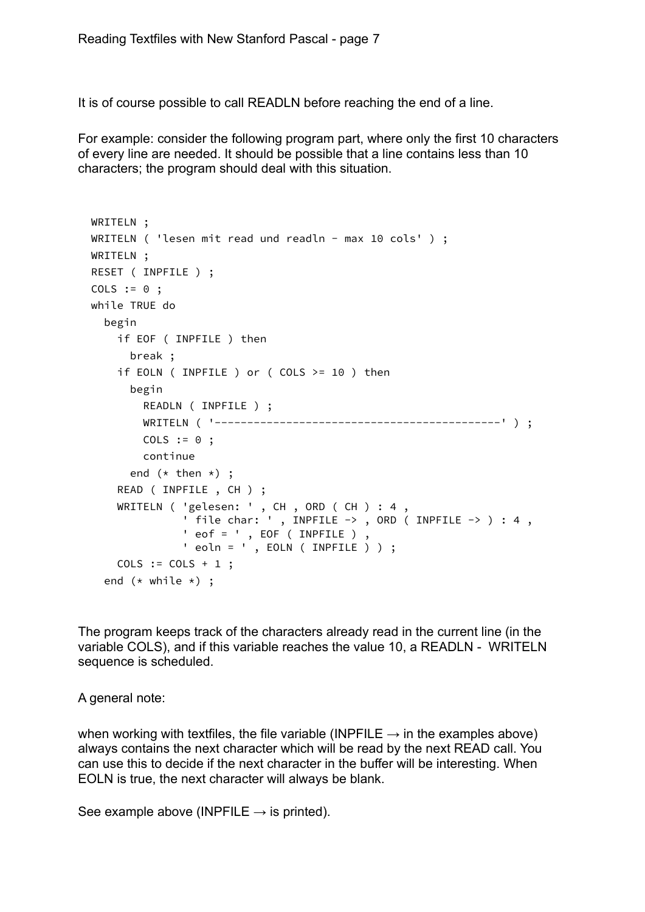It is of course possible to call READLN before reaching the end of a line.

For example: consider the following program part, where only the first 10 characters of every line are needed. It should be possible that a line contains less than 10 characters; the program should deal with this situation.

```
WRITELN ;
WRITELN ( 'lesen mit read und readln - max 10 cols' ) ;
WRITELN ;
RESET ( INPFILE ) ;
COLS := 0 ;
while TRUE do
  begin
    if EOF ( INPFILE ) then
      break ;
    if EOLN ( INPFILE ) or ( COLS >= 10 ) then
      begin
        READLN ( INPFILE ) ;
        WRITELN ( '-------------------------------------------' ) ;
        COLS := 0 ;
        continue
      end (* then *) ;
    READ ( INPFILE , CH ) ;
    WRITELN ( 'gelesen: ' , CH , ORD ( CH ) : 4 ,
              ' file char: ' , INPFILE -> , ORD ( INPFILE -> ) : 4 ,
              ' eof = ' , EOF ( INPFILE ) ,
              ' eoln = ' , EOLN ( INPFILE ) ) ;
    COLS := COLS + 1 ;
  end (* while *) ;
```

The program keeps track of the characters already read in the current line (in the variable COLS), and if this variable reaches the value 10, a READLN - WRITELN sequence is scheduled.

A general note:

when working with textfiles, the file variable (INPFILE → in the examples above) always contains the next character which will be read by the next READ call. You can use this to decide if the next character in the buffer will be interesting. When EOLN is true, the next character will always be blank.

See example above (INPFILE → is printed).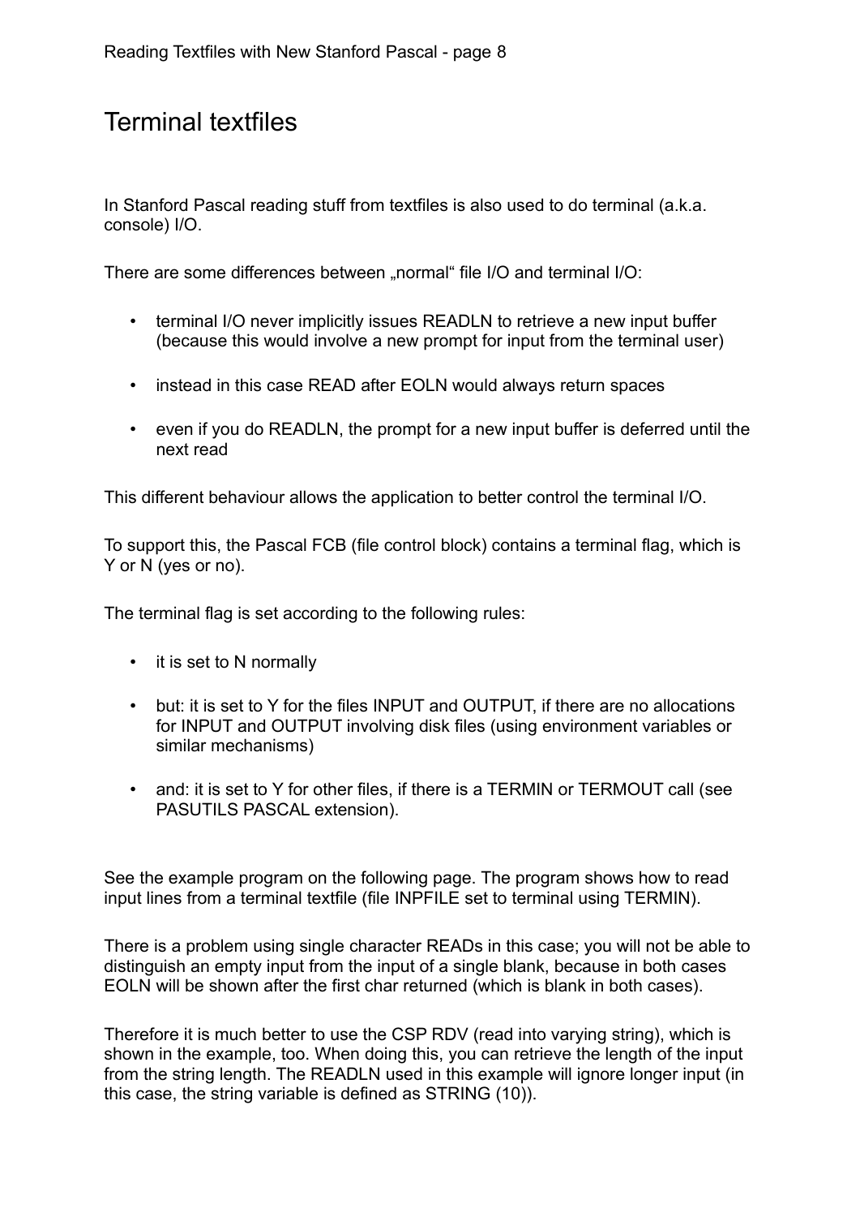# Terminal textfiles

In Stanford Pascal reading stuff from textfiles is also used to do terminal (a.k.a. console) I/O.

There are some differences between „normal“ file I/O and terminal I/O:

- terminal I/O never implicitly issues READLN to retrieve a new input buffer (because this would involve a new prompt for input from the terminal user)
- instead in this case READ after EOLN would always return spaces
- even if you do READLN, the prompt for a new input buffer is deferred until the next read

This different behaviour allows the application to better control the terminal I/O.

To support this, the Pascal FCB (file control block) contains a terminal flag, which is Y or N (yes or no).

The terminal flag is set according to the following rules:

- it is set to N normally
- but: it is set to Y for the files INPUT and OUTPUT, if there are no allocations for INPUT and OUTPUT involving disk files (using environment variables or similar mechanisms)
- and: it is set to Y for other files, if there is a TERMIN or TERMOUT call (see PASUTILS PASCAL extension).

See the example program on the following page. The program shows how to read input lines from a terminal textfile (file INPFILE set to terminal using TERMIN).

There is a problem using single character READs in this case; you will not be able to distinguish an empty input from the input of a single blank, because in both cases EOLN will be shown after the first char returned (which is blank in both cases).

Therefore it is much better to use the CSP RDV (read into varying string), which is shown in the example, too. When doing this, you can retrieve the length of the input from the string length. The READLN used in this example will ignore longer input (in this case, the string variable is defined as STRING (10)).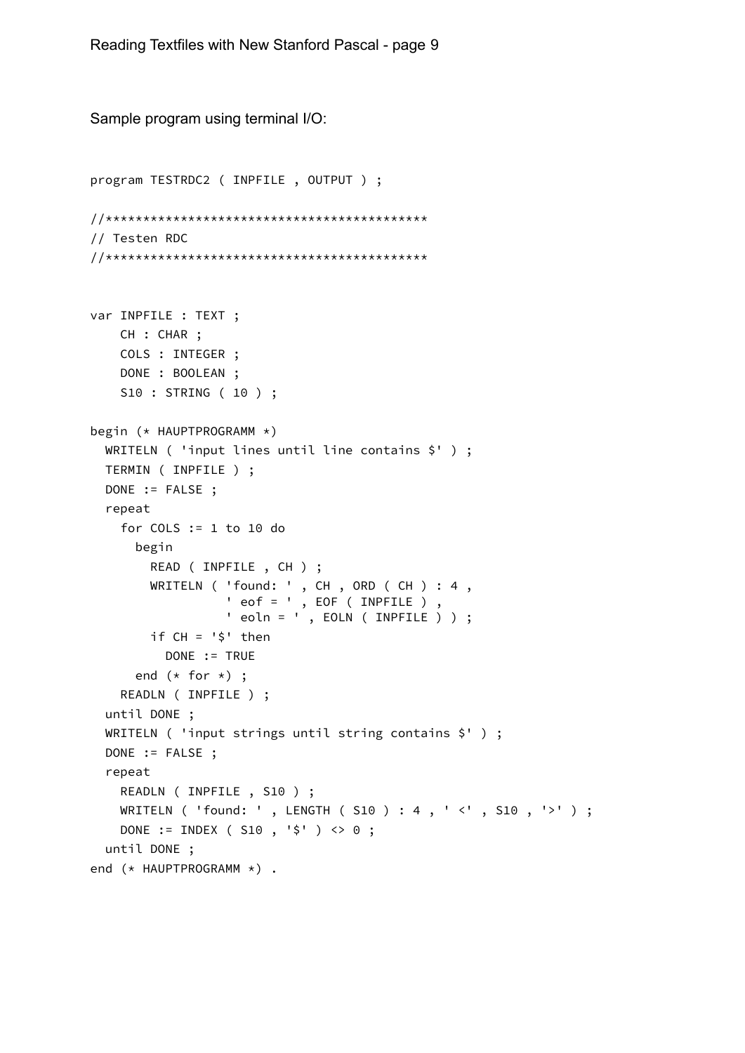Sample program using terminal I/O:

```
program TESTRDC2 ( INPFILE , OUTPUT ) ;

//******************************************
// Testen RDC
//******************************************


var INPFILE : TEXT ;
    CH : CHAR ;
    COLS : INTEGER ;
    DONE : BOOLEAN ;
    S10 : STRING ( 10 ) ;

begin (* HAUPTPROGRAMM *)
  WRITELN ( 'input lines until line contains $' ) ;
  TERMIN ( INPFILE ) ;
  DONE := FALSE ;
  repeat
    for COLS := 1 to 10 do
      begin
        READ ( INPFILE , CH ) ;
        WRITELN ( 'found: ' , CH , ORD ( CH ) : 4 ,
                  ' eof = ' , EOF ( INPFILE ) ,
                  ' eoln = ' , EOLN ( INPFILE ) ) ;
        if CH = '$' then
          DONE := TRUE
      end (* for *) ;
    READLN ( INPFILE ) ;
  until DONE ;
  WRITELN ( 'input strings until string contains $' ) ;
  DONE := FALSE ;
  repeat
    READLN ( INPFILE , S10 ) ;
    WRITELN ( 'found: ' , LENGTH ( S10 ) : 4 , ' <' , S10 , '>' ) ;
    DONE := INDEX ( S10 , '$' ) <> 0 ;
  until DONE ;
end (* HAUPTPROGRAMM *) .
```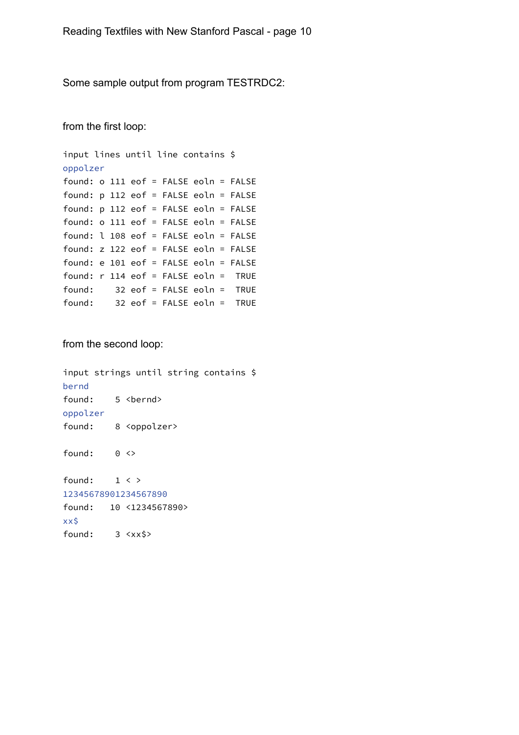Some sample output from program TESTRDC2:

from the first loop:

```
input lines until line contains $
oppolzer
found: o 111 eof = FALSE eoln = FALSE
found: p 112 eof = FALSE eoln = FALSE
found: p 112 eof = FALSE eoln = FALSE
found: o 111 eof = FALSE eoln = FALSE
found: l 108 eof = FALSE eoln = FALSE
found: z 122 eof = FALSE eoln = FALSE
found: e 101 eof = FALSE eoln = FALSE
found: r 114 eof = FALSE eoln =  TRUE
found:    32 eof = FALSE eoln =  TRUE
found:    32 eof = FALSE eoln =  TRUE
```

from the second loop:

```
input strings until string contains $
bernd
found:    5 <bernd>
oppolzer
found:    8 <oppolzer>

found:    0 <>

found:    1 < >
12345678901234567890
found:   10 <1234567890>
xx$
found:    3 <xx$>
```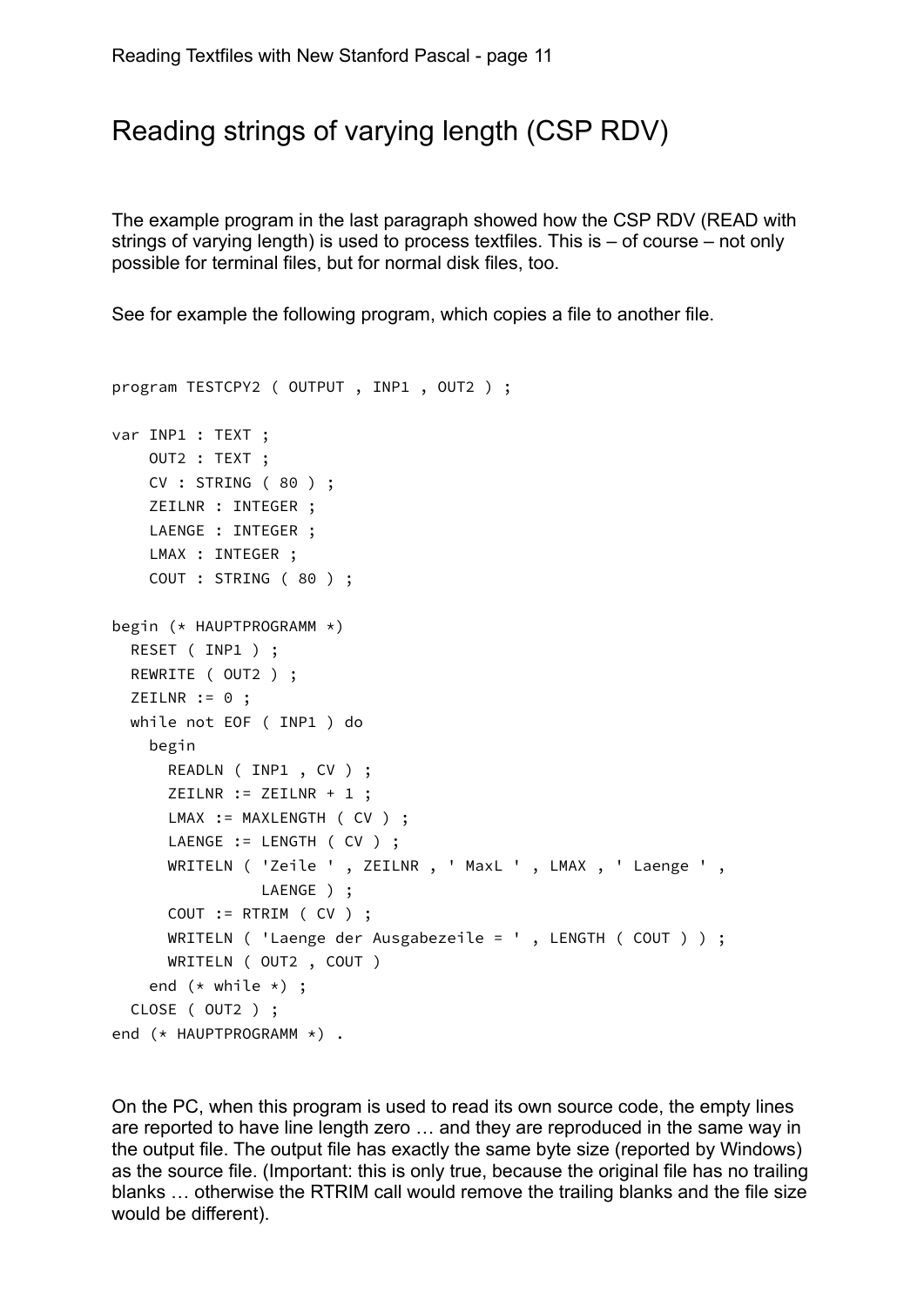## Reading strings of varying length (CSP RDV)

The example program in the last paragraph showed how the CSP RDV (READ with strings of varying length) is used to process textfiles. This is – of course – not only possible for terminal files, but for normal disk files, too.

See for example the following program, which copies a file to another file.

```
program TESTCPY2 ( OUTPUT , INP1 , OUT2 ) ;

var INP1 : TEXT ;
    OUT2 : TEXT ;
    CV : STRING ( 80 ) ;
    ZEILNR : INTEGER ;
    LAENGE : INTEGER ;
    LMAX : INTEGER ;
    COUT : STRING ( 80 ) ;

begin (* HAUPTPROGRAMM *)
  RESET ( INP1 ) ;
  REWRITE ( OUT2 ) ;
  ZEILNR := 0 ;
  while not EOF ( INP1 ) do
    begin
      READLN ( INP1 , CV ) ;
      ZEILNR := ZEILNR + 1 ;
      LMAX := MAXLENGTH ( CV ) ;
      LAENGE := LENGTH ( CV ) ;
      WRITELN ( 'Zeile ' , ZEILNR , ' MaxL ' , LMAX , ' Laenge ' ,
                LAENGE ) ;
      COUT := RTRIM ( CV ) ;
      WRITELN ( 'Laenge der Ausgabezeile = ' , LENGTH ( COUT ) ) ;
      WRITELN ( OUT2 , COUT )
    end (* while *) ;
  CLOSE ( OUT2 ) ;
end (* HAUPTPROGRAMM *) .
```

On the PC, when this program is used to read its own source code, the empty lines are reported to have line length zero … and they are reproduced in the same way in the output file. The output file has exactly the same byte size (reported by Windows) as the source file. (Important: this is only true, because the original file has no trailing blanks … otherwise the RTRIM call would remove the trailing blanks and the file size would be different).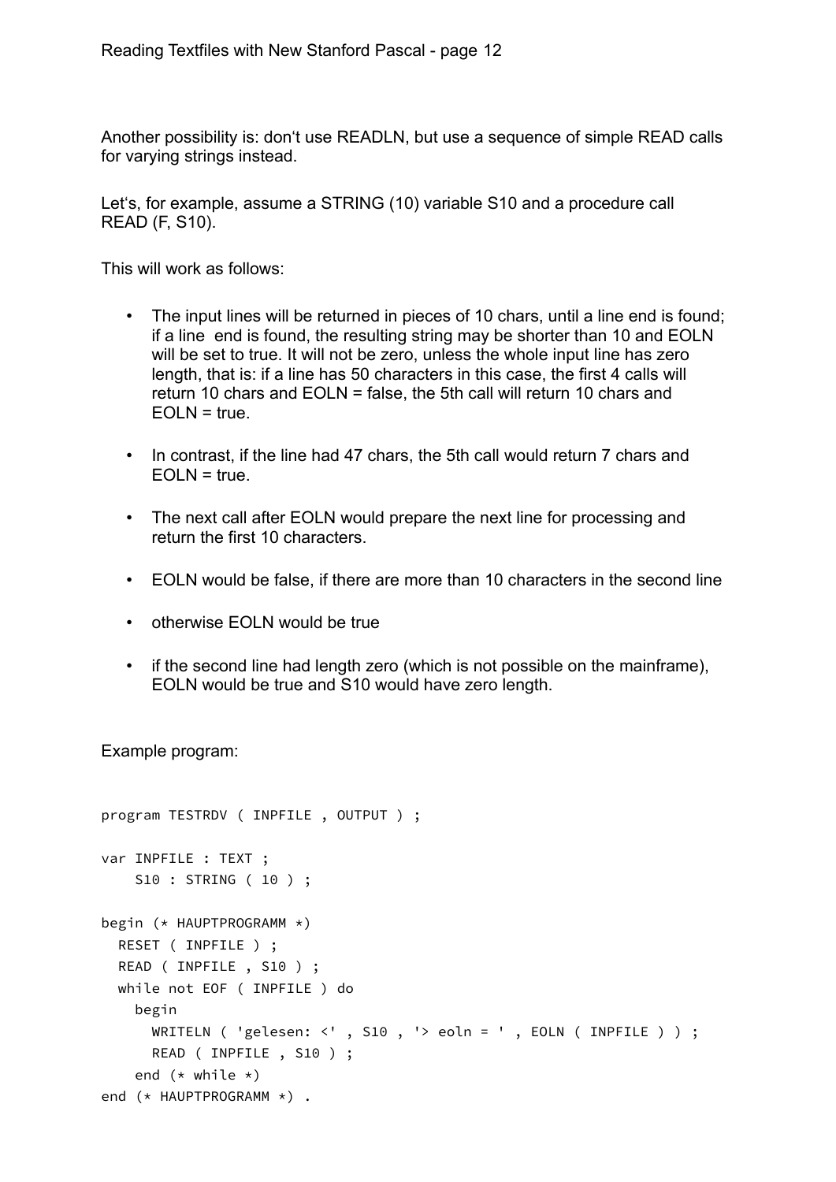Another possibility is: don‘t use READLN, but use a sequence of simple READ calls for varying strings instead.

Let‘s, for example, assume a STRING (10) variable S10 and a procedure call READ (F, S10).

This will work as follows:

- The input lines will be returned in pieces of 10 chars, until a line end is found; if a line end is found, the resulting string may be shorter than 10 and EOLN will be set to true. It will not be zero, unless the whole input line has zero length, that is: if a line has 50 characters in this case, the first 4 calls will return 10 chars and EOLN = false, the 5th call will return 10 chars and EOLN = true.
- In contrast, if the line had 47 chars, the 5th call would return 7 chars and EOLN = true.
- The next call after EOLN would prepare the next line for processing and return the first 10 characters.
- EOLN would be false, if there are more than 10 characters in the second line
- otherwise EOLN would be true
- if the second line had length zero (which is not possible on the mainframe), EOLN would be true and S10 would have zero length.

Example program:

```
program TESTRDV ( INPFILE , OUTPUT ) ;

var INPFILE : TEXT ;
    S10 : STRING ( 10 ) ;

begin (* HAUPTPROGRAMM *)
  RESET ( INPFILE ) ;
  READ ( INPFILE , S10 ) ;
  while not EOF ( INPFILE ) do
    begin
      WRITELN ( 'gelesen: <' , S10 , '> eoln = ' , EOLN ( INPFILE ) ) ;
      READ ( INPFILE , S10 ) ;
    end (* while *)
end (* HAUPTPROGRAMM *) .
```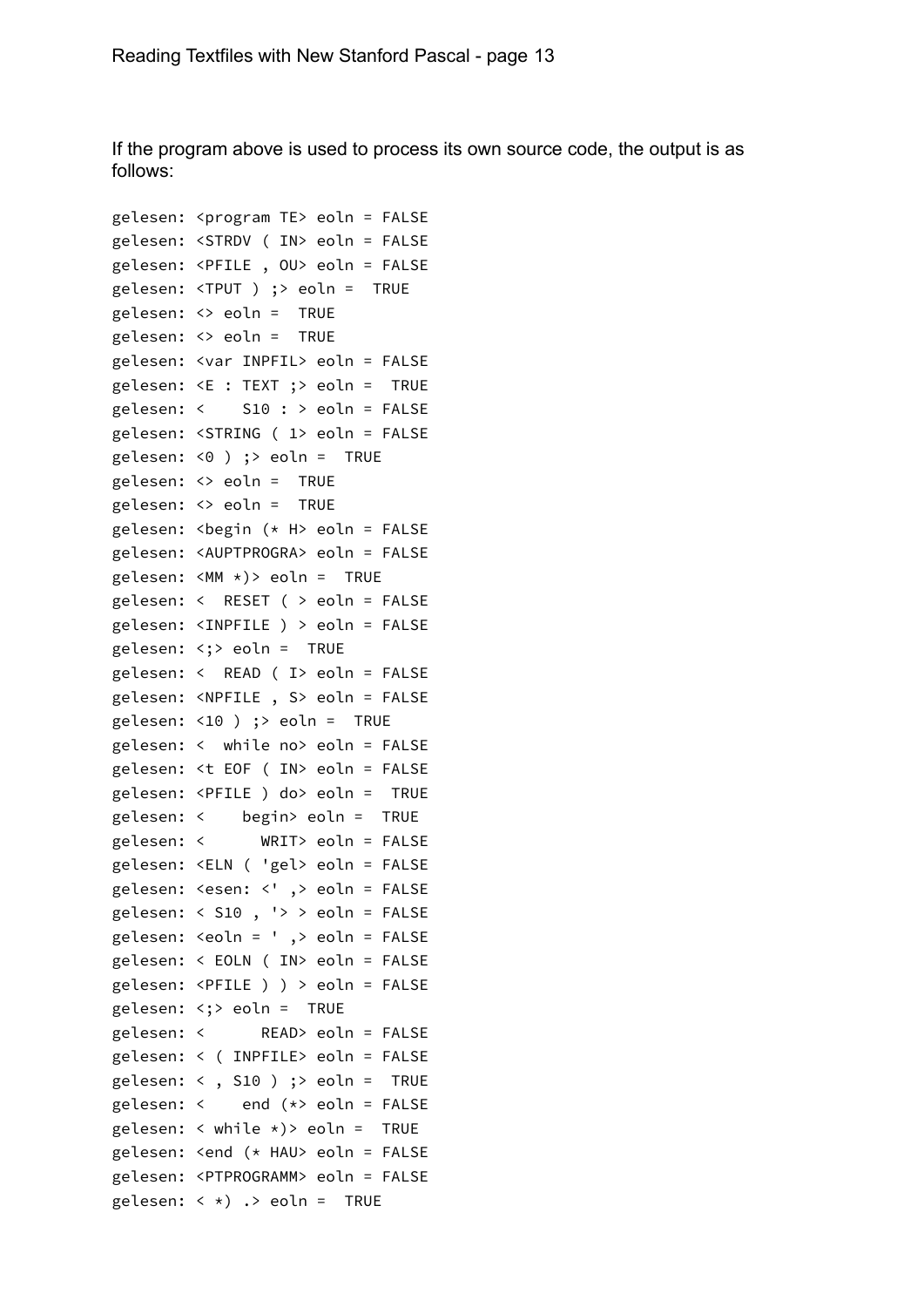If the program above is used to process its own source code, the output is as follows:

```
gelesen: <program TE> eoln = FALSE
gelesen: <STRDV ( IN> eoln = FALSE
gelesen: <PFILE , OU> eoln = FALSE
gelesen: <TPUT ) ;> eoln =  TRUE
gelesen: <> eoln =  TRUE
gelesen: <> eoln =  TRUE
gelesen: <var INPFIL> eoln = FALSE
gelesen: <E : TEXT ;> eoln =  TRUE
gelesen: <    S10 : > eoln = FALSE
gelesen: <STRING ( 1> eoln = FALSE
gelesen: <0 ) ;> eoln =  TRUE
gelesen: <> eoln =  TRUE
gelesen: <> eoln =  TRUE
gelesen: <begin (* H> eoln = FALSE
gelesen: <AUPTPROGRA> eoln = FALSE
gelesen: <MM *)> eoln =  TRUE
gelesen: <  RESET ( > eoln = FALSE
gelesen: <INPFILE ) > eoln = FALSE
gelesen: <;> eoln =  TRUE
gelesen: <  READ ( I> eoln = FALSE
gelesen: <NPFILE , S> eoln = FALSE
gelesen: <10 ) ;> eoln =  TRUE
gelesen: <  while no> eoln = FALSE
gelesen: <t EOF ( IN> eoln = FALSE
gelesen: <PFILE ) do> eoln =  TRUE
gelesen: <    begin> eoln =  TRUE
gelesen: <      WRIT> eoln = FALSE
gelesen: <ELN ( 'gel> eoln = FALSE
gelesen: <esen: <' ,> eoln = FALSE
gelesen: < S10 , '> > eoln = FALSE
gelesen: <eoln = ' ,> eoln = FALSE
gelesen: < EOLN ( IN> eoln = FALSE
gelesen: <PFILE ) ) > eoln = FALSE
gelesen: <;> eoln =  TRUE
gelesen: <      READ> eoln = FALSE
gelesen: < ( INPFILE> eoln = FALSE
gelesen: < , S10 ) ;> eoln =  TRUE
gelesen: <    end (*> eoln = FALSE
gelesen: < while *)> eoln =  TRUE
gelesen: <end (* HAU> eoln = FALSE
gelesen: <PTPROGRAMM> eoln = FALSE
gelesen: < *) .> eoln =  TRUE
```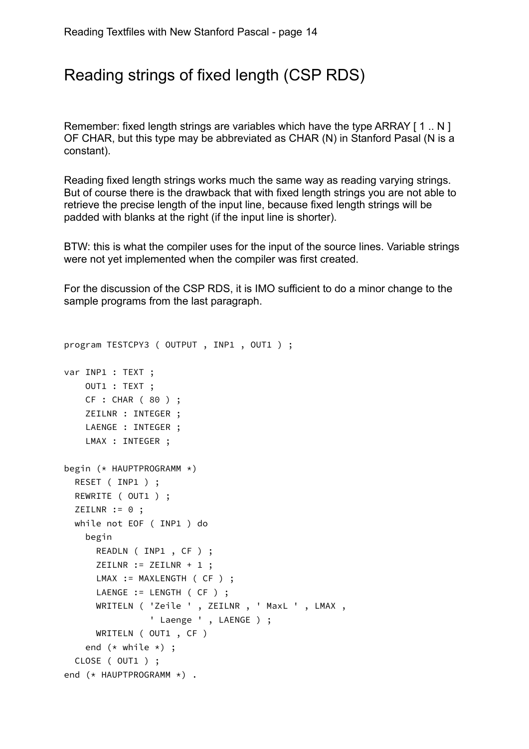# Reading strings of fixed length (CSP RDS)

Remember: fixed length strings are variables which have the type ARRAY [ 1 .. N ] OF CHAR, but this type may be abbreviated as CHAR (N) in Stanford Pasal (N is a constant).

Reading fixed length strings works much the same way as reading varying strings. But of course there is the drawback that with fixed length strings you are not able to retrieve the precise length of the input line, because fixed length strings will be padded with blanks at the right (if the input line is shorter).

BTW: this is what the compiler uses for the input of the source lines. Variable strings were not yet implemented when the compiler was first created.

For the discussion of the CSP RDS, it is IMO sufficient to do a minor change to the sample programs from the last paragraph.

```
program TESTCPY3 ( OUTPUT , INP1 , OUT1 ) ;

var INP1 : TEXT ;
    OUT1 : TEXT ;
    CF : CHAR ( 80 ) ;
    ZEILNR : INTEGER ;
    LAENGE : INTEGER ;
    LMAX : INTEGER ;

begin (* HAUPTPROGRAMM *)
  RESET ( INP1 ) ;
  REWRITE ( OUT1 ) ;
  ZEILNR := 0 ;
  while not EOF ( INP1 ) do
    begin
      READLN ( INP1 , CF ) ;
      ZEILNR := ZEILNR + 1 ;
      LMAX := MAXLENGTH ( CF ) ;
      LAENGE := LENGTH ( CF ) ;
      WRITELN ( 'Zeile ' , ZEILNR , ' MaxL ' , LMAX ,
                ' Laenge ' , LAENGE ) ;
      WRITELN ( OUT1 , CF )
    end (* while *) ;
  CLOSE ( OUT1 ) ;
end (* HAUPTPROGRAMM *) .
```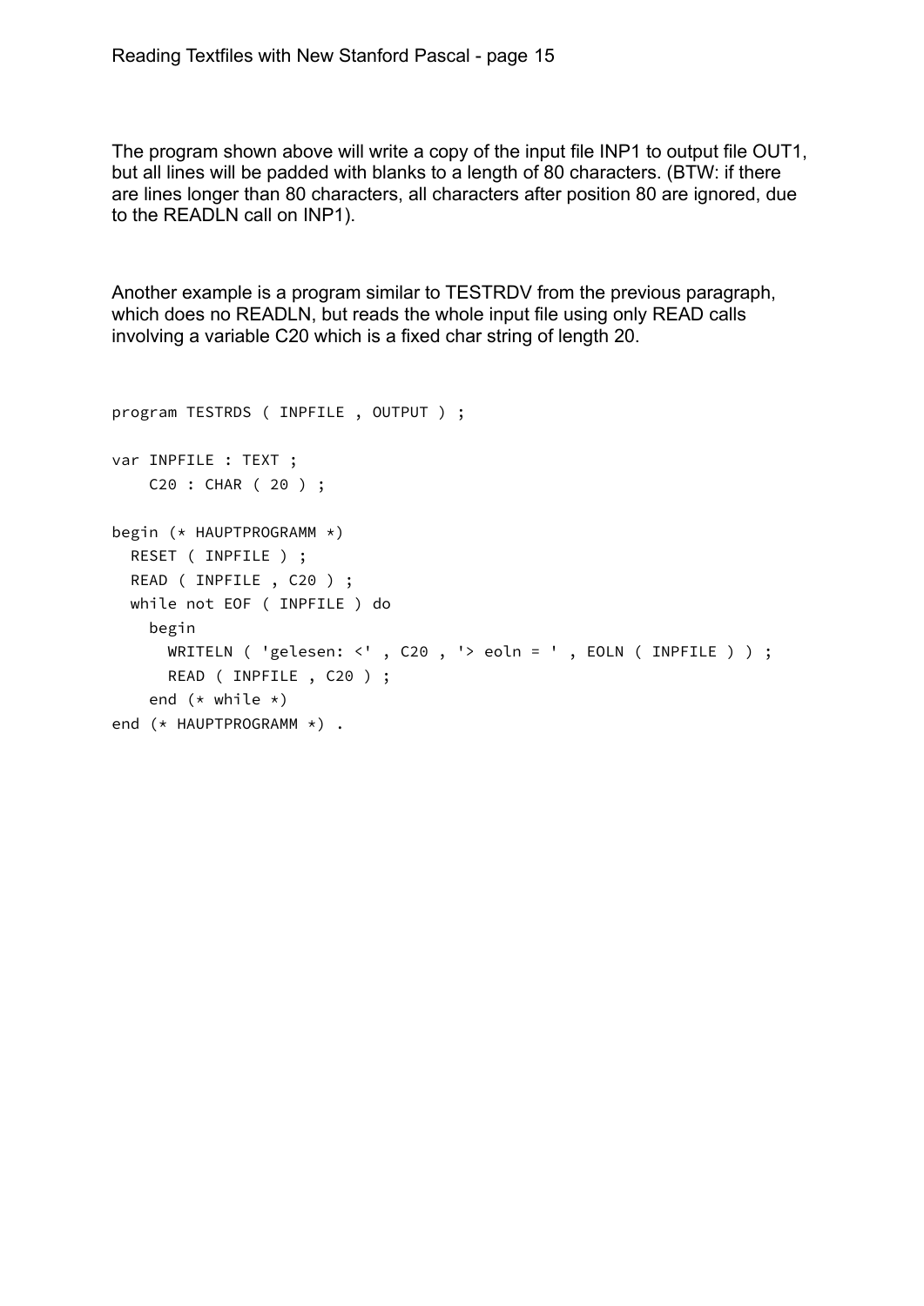The program shown above will write a copy of the input file INP1 to output file OUT1, but all lines will be padded with blanks to a length of 80 characters. (BTW: if there are lines longer than 80 characters, all characters after position 80 are ignored, due to the READLN call on INP1).

Another example is a program similar to TESTRDV from the previous paragraph, which does no READLN, but reads the whole input file using only READ calls involving a variable C20 which is a fixed char string of length 20.

```
program TESTRDS ( INPFILE , OUTPUT ) ;

var INPFILE : TEXT ;
    C20 : CHAR ( 20 ) ;

begin (* HAUPTPROGRAMM *)
  RESET ( INPFILE ) ;
  READ ( INPFILE , C20 ) ;
  while not EOF ( INPFILE ) do
    begin
      WRITELN ( 'gelesen: <' , C20 , '> eoln = ' , EOLN ( INPFILE ) ) ;
      READ ( INPFILE , C20 ) ;
    end (* while *)
end (* HAUPTPROGRAMM *) .
```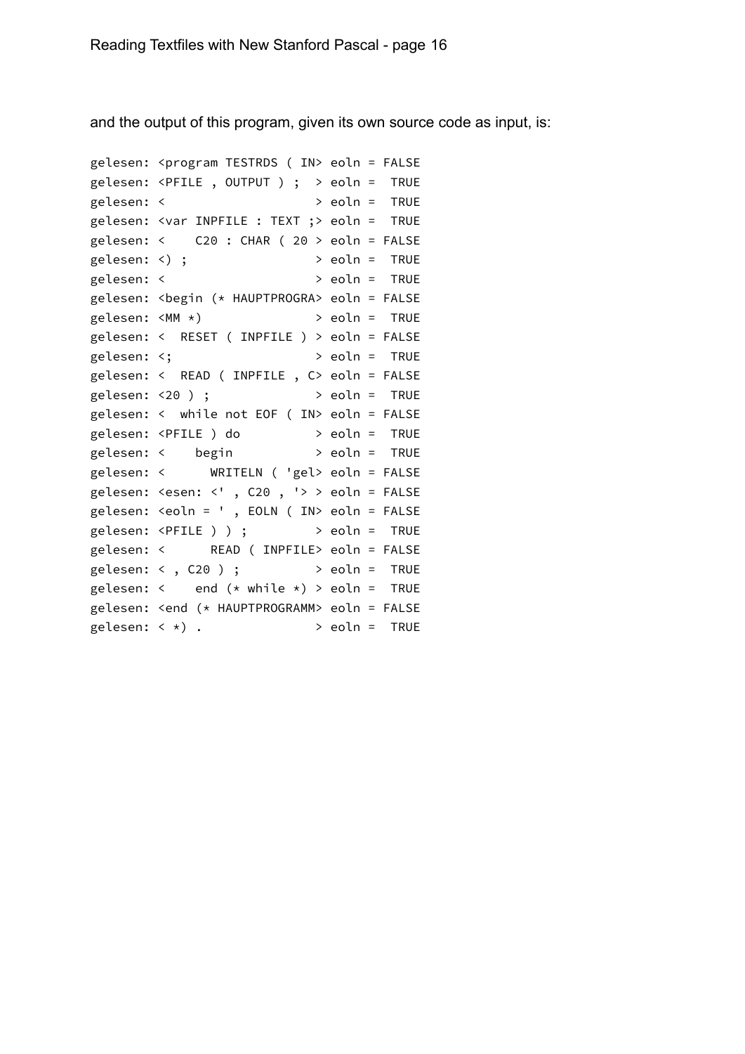and the output of this program, given its own source code as input, is:

```
gelesen: <program TESTRDS ( IN> eoln = FALSE
gelesen: <PFILE , OUTPUT ) ;  > eoln =  TRUE
gelesen: <                    > eoln =  TRUE
gelesen: <var INPFILE : TEXT ;> eoln =  TRUE
gelesen: <    C20 : CHAR ( 20 > eoln = FALSE
gelesen: <) ;                 > eoln =  TRUE
gelesen: <                    > eoln =  TRUE
gelesen: <begin (* HAUPTPROGRA> eoln = FALSE
gelesen: <MM *)               > eoln =  TRUE
gelesen: <  RESET ( INPFILE ) > eoln = FALSE
gelesen: <;                   > eoln =  TRUE
gelesen: <  READ ( INPFILE , C> eoln = FALSE
gelesen: <20 ) ;              > eoln =  TRUE
gelesen: <  while not EOF ( IN> eoln = FALSE
gelesen: <PFILE ) do          > eoln =  TRUE
gelesen: <    begin           > eoln =  TRUE
gelesen: <      WRITELN ( 'gel> eoln = FALSE
gelesen: <esen: <' , C20 , '> > eoln = FALSE
gelesen: <eoln = ' , EOLN ( IN> eoln = FALSE
gelesen: <PFILE ) ) ;         > eoln =  TRUE
gelesen: <      READ ( INPFILE> eoln = FALSE
gelesen: < , C20 ) ;          > eoln =  TRUE
gelesen: <    end (* while *) > eoln =  TRUE
gelesen: <end (* HAUPTPROGRAMM> eoln = FALSE
gelesen: < *) .               > eoln =  TRUE
```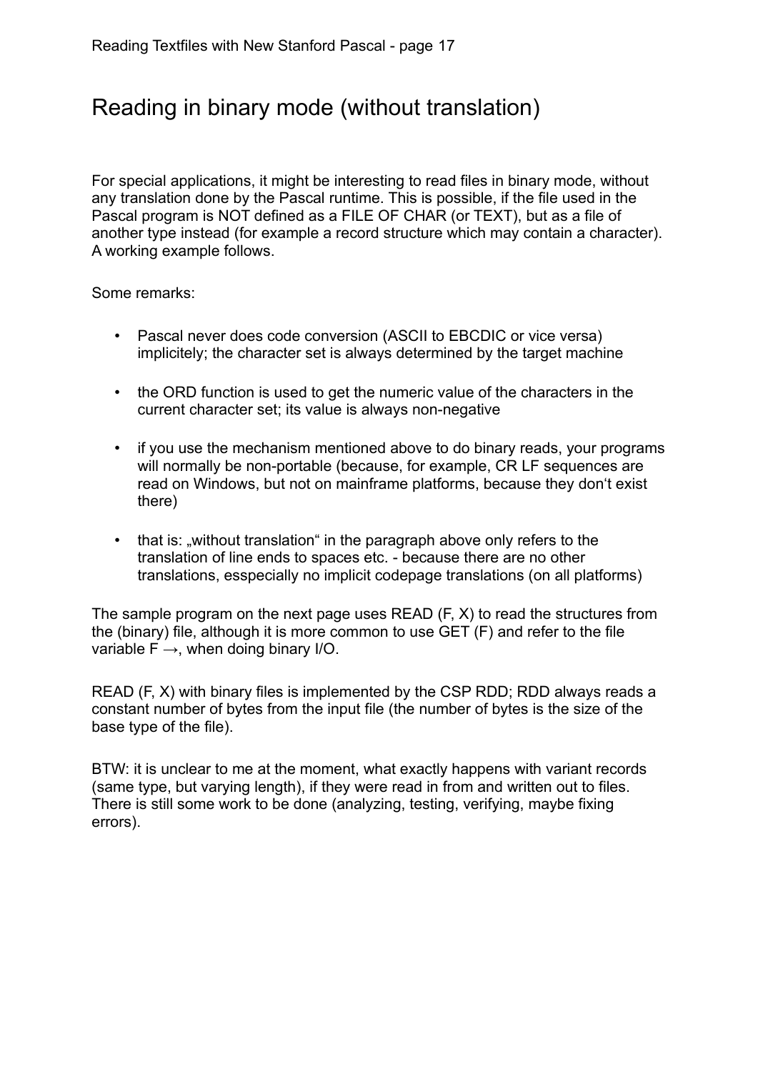# Reading in binary mode (without translation)

For special applications, it might be interesting to read files in binary mode, without any translation done by the Pascal runtime. This is possible, if the file used in the Pascal program is NOT defined as a FILE OF CHAR (or TEXT), but as a file of another type instead (for example a record structure which may contain a character). A working example follows.

Some remarks:

- Pascal never does code conversion (ASCII to EBCDIC or vice versa) implicitely; the character set is always determined by the target machine
- the ORD function is used to get the numeric value of the characters in the current character set; its value is always non-negative
- if you use the mechanism mentioned above to do binary reads, your programs will normally be non-portable (because, for example, CR LF sequences are read on Windows, but not on mainframe platforms, because they don't exist there)
- that is: „without translation" in the paragraph above only refers to the translation of line ends to spaces etc. - because there are no other translations, esspecially no implicit codepage translations (on all platforms)

The sample program on the next page uses READ (F, X) to read the structures from the (binary) file, although it is more common to use GET (F) and refer to the file variable F →, when doing binary I/O.

READ (F, X) with binary files is implemented by the CSP RDD; RDD always reads a constant number of bytes from the input file (the number of bytes is the size of the base type of the file).

BTW: it is unclear to me at the moment, what exactly happens with variant records (same type, but varying length), if they were read in from and written out to files. There is still some work to be done (analyzing, testing, verifying, maybe fixing errors).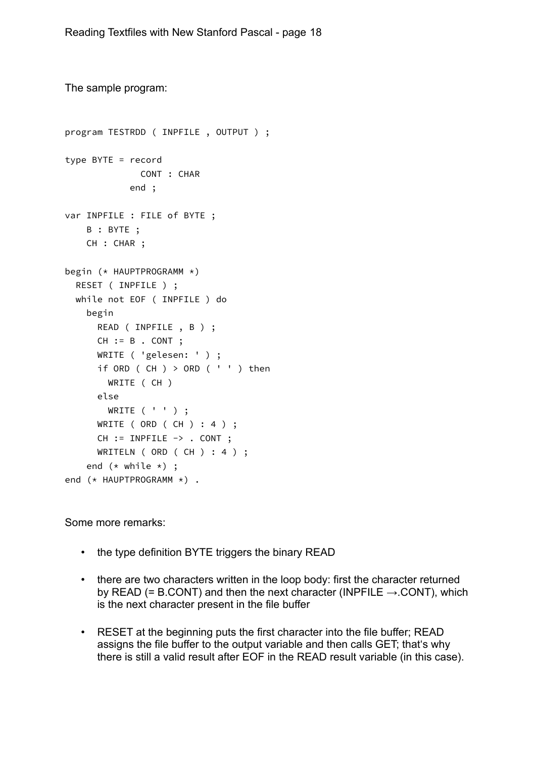The sample program:

```
program TESTRDD ( INPFILE , OUTPUT ) ;

type BYTE = record
              CONT : CHAR
            end ;

var INPFILE : FILE of BYTE ;
    B : BYTE ;
    CH : CHAR ;

begin (* HAUPTPROGRAMM *)
  RESET ( INPFILE ) ;
  while not EOF ( INPFILE ) do
    begin
      READ ( INPFILE , B ) ;
      CH := B . CONT ;
      WRITE ( 'gelesen: ' ) ;
      if ORD ( CH ) > ORD ( ' ' ) then
        WRITE ( CH )
      else
        WRITE ( ' ' ) ;
      WRITE ( ORD ( CH ) : 4 ) ;
      CH := INPFILE -> . CONT ;
      WRITELN ( ORD ( CH ) : 4 ) ;
    end (* while *) ;
end (* HAUPTPROGRAMM *) .
```

Some more remarks:

- the type definition BYTE triggers the binary READ
- there are two characters written in the loop body: first the character returned by READ (= B.CONT) and then the next character (INPFILE →.CONT), which is the next character present in the file buffer
- RESET at the beginning puts the first character into the file buffer; READ assigns the file buffer to the output variable and then calls GET; that's why there is still a valid result after EOF in the READ result variable (in this case).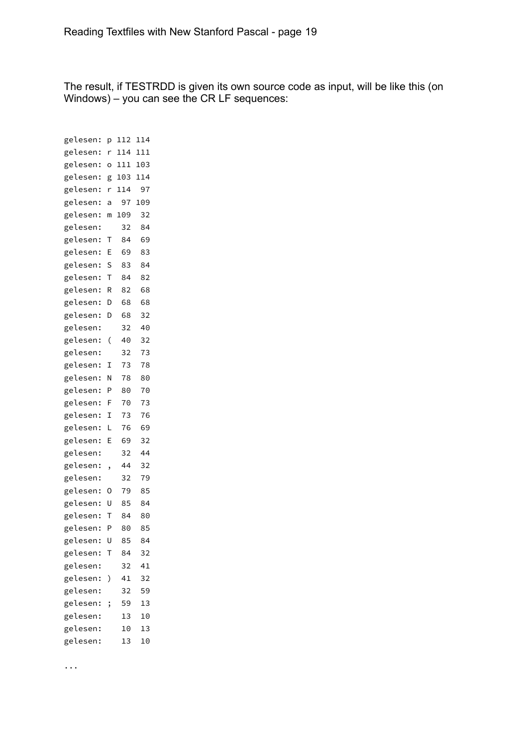The result, if TESTRDD is given its own source code as input, will be like this (on Windows) – you can see the CR LF sequences:

```
gelesen: p 112 114
gelesen: r 114 111
gelesen: o 111 103
gelesen: g 103 114
gelesen: r 114  97
gelesen: a  97 109
gelesen: m 109  32
gelesen:    32  84
gelesen: T  84  69
gelesen: E  69  83
gelesen: S  83  84
gelesen: T  84  82
gelesen: R  82  68
gelesen: D  68  68
gelesen: D  68  32
gelesen:    32  40
gelesen: (  40  32
gelesen:    32  73
gelesen: I  73  78
gelesen: N  78  80
gelesen: P  80  70
gelesen: F  70  73
gelesen: I  73  76
gelesen: L  76  69
gelesen: E  69  32
gelesen:    32  44
gelesen: ,  44  32
gelesen:    32  79
gelesen: O  79  85
gelesen: U  85  84
gelesen: T  84  80
gelesen: P  80  85
gelesen: U  85  84
gelesen: T  84  32
gelesen:    32  41
gelesen: )  41  32
gelesen:    32  59
gelesen: ;  59  13
gelesen:    13  10
gelesen:    10  13
gelesen:    13  10

...
```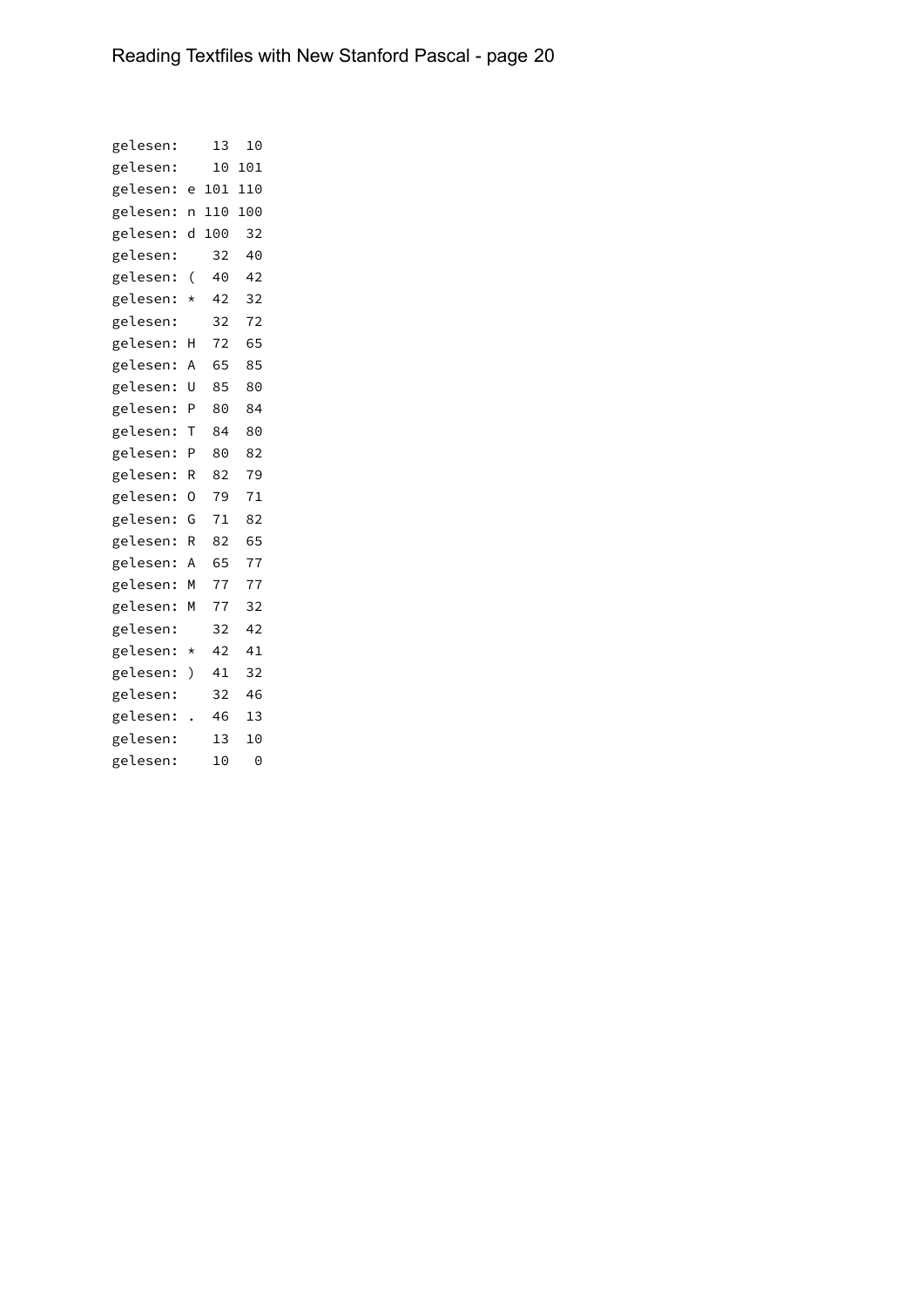```
gelesen:    13  10
gelesen:    10 101
gelesen: e 101 110
gelesen: n 110 100
gelesen: d 100  32
gelesen:    32  40
gelesen: (  40  42
gelesen: *  42  32
gelesen:    32  72
gelesen: H  72  65
gelesen: A  65  85
gelesen: U  85  80
gelesen: P  80  84
gelesen: T  84  80
gelesen: P  80  82
gelesen: R  82  79
gelesen: O  79  71
gelesen: G  71  82
gelesen: R  82  65
gelesen: A  65  77
gelesen: M  77  77
gelesen: M  77  32
gelesen:    32  42
gelesen: *  42  41
gelesen: )  41  32
gelesen:    32  46
gelesen: .  46  13
gelesen:    13  10
gelesen:    10   0
```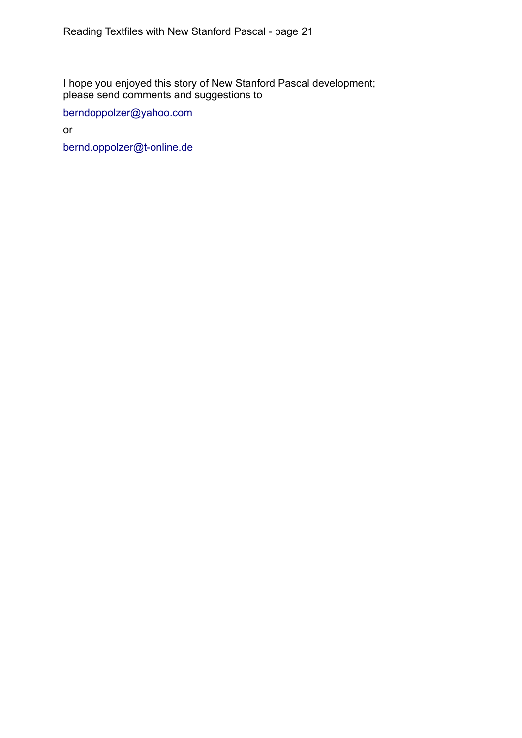I hope you enjoyed this story of New Stanford Pascal development; please send comments and suggestions to

berndoppolzer@yahoo.com

or

bernd.oppolzer@t-online.de